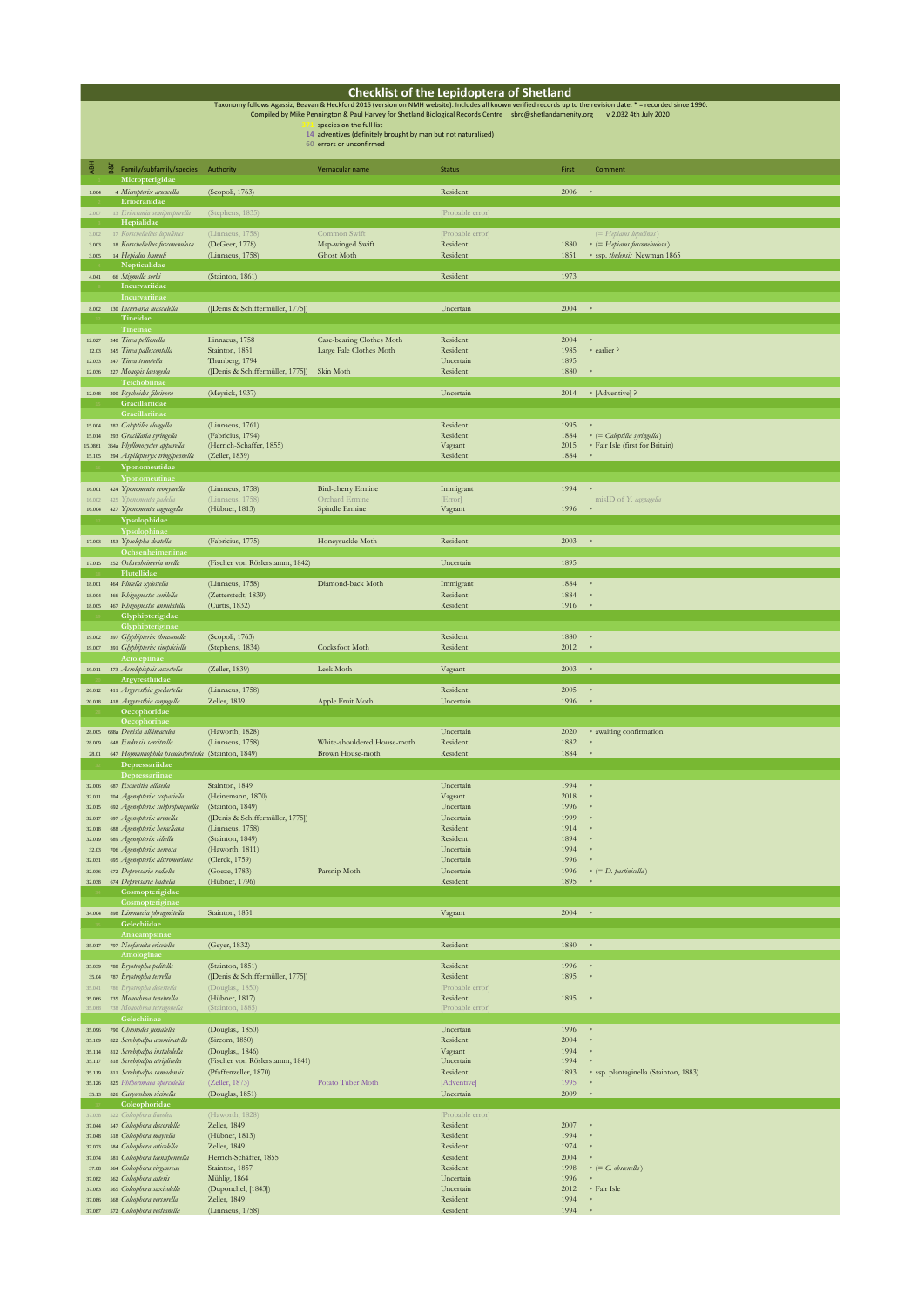# Checklist of the Lepidoptera of Shetland

Taxonomy follows Agassiz, Beavan & Heckford 2015 (version on NMH website). Includes all known verified records up to the revision date. * = recorded since 1990.

Compiled by Mike Pennington & Paul Harvey for Shetland Biological Records Centre sbrc@shetlandamenity.org v 2.032 4th July 2020

171 species on the full list

14 adventives (definitely brought by man but not naturalised)

60 errors or unconfirmed

| ABH | B&F | Family/subfamily/species | Authority | Vernacular name | Status | First | Comment |
|---|---|---|---|---|---|---|---|
| | | **Micropterigidae** | | | | | |
| 1.004 | 4 | *Micropterix aruncella* | (Scopoli, 1763) | | Resident | 2006 | * |
| | | **Eriocranidae** | | | | | |
| 2.007 | 13 | *Eriocrania semipurpurella* | (Stephens, 1835) | | [Probable error] | | |
| | | **Hepialidae** | | | | | |
| 3.002 | 17 | *Korscheltellus lupulinus* | (Linnaeus, 1758) | Common Swift | [Probable error] | | (= *Hepialus lupulinus*) |
| 3.003 | 18 | *Korscheltellus fusconebulosa* | (DeGeer, 1778) | Map-winged Swift | Resident | 1880 | * (= *Hepialus fusconebulosa*) |
| 3.005 | 14 | *Hepialus humuli* | (Linnaeus, 1758) | Ghost Moth | Resident | 1851 | * ssp. *thulensis* Newman 1865 |
| | | **Nepticulidae** | | | | | |
| 4.041 | 66 | *Stigmella sorbi* | (Stainton, 1861) | | Resident | 1973 | |
| | | **Incurvariidae** | | | | | |
| | | **Incurvariinae** | | | | | |
| 8.002 | 130 | *Incurvaria masculella* | ([Denis & Schiffermüller, 1775]) | | Uncertain | 2004 | * |
| | | **Tineidae** | | | | | |
| | | **Tineinae** | | | | | |
| 12.027 | 240 | *Tinea pellionella* | Linnaeus, 1758 | Case-bearing Clothes Moth | Resident | 2004 | * |
| 12.03 | 245 | *Tinea pallescentella* | Stainton, 1851 | Large Pale Clothes Moth | Resident | 1985 | * earlier ? |
| 12.033 | 247 | *Tinea trinotella* | Thunberg, 1794 | | Uncertain | 1895 | |
| 12.036 | 227 | *Monopis laevigella* | ([Denis & Schiffermüller, 1775]) | Skin Moth | Resident | 1880 | * |
| | | **Teichobiinae** | | | | | |
| 12.048 | 200 | *Psychoides filicivora* | (Meyrick, 1937) | | Uncertain | 2014 | * [Adventive] ? |
| | | **Gracillariidae** | | | | | |
| | | **Gracillariinae** | | | | | |
| 15.004 | 282 | *Caloptilia elongella* | (Linnaeus, 1761) | | Resident | 1995 | * |
| 15.014 | 293 | *Gracillaria syringella* | (Fabricius, 1794) | | Resident | 1884 | * (= *Caloptilia syringella*) |
| 15.0861 | 364a | *Phyllonorycter apparella* | (Herrich-Schaffer, 1855) | | Vagrant | 2015 | * Fair Isle (first for Britain) |
| 15.105 | 294 | *Aspilapteryx tringipennella* | (Zeller, 1839) | | Resident | 1884 | * |
| | | **Yponomeutidae** | | | | | |
| | | **Yponomeutinae** | | | | | |
| 16.001 | 424 | *Yponomeuta evonymella* | (Linnaeus, 1758) | Bird-cherry Ermine | Immigrant | 1994 | * |
| 16.002 | 425 | *Yponomeuta padella* | (Linnaeus, 1758) | Orchard Ermine | [Error] | | misID of *Y. cagnagella* |
| 16.004 | 427 | *Yponomeuta cagnagella* | (Hübner, 1813) | Spindle Ermine | Vagrant | 1996 | * |
| | | **Ypsolophidae** | | | | | |
| | | **Ypsolophinae** | | | | | |
| 17.003 | 453 | *Ypsolopha dentella* | (Fabricius, 1775) | Honeysuckle Moth | Resident | 2003 | * |
| | | **Ochsenheimerinae** | | | | | |
| 17.015 | 252 | *Ochsenheimeria urella* | (Fischer von Röslerstamm, 1842) | | Uncertain | 1895 | |
| | | **Plutellidae** | | | | | |
| 18.001 | 464 | *Plutella xylostella* | (Linnaeus, 1758) | Diamond-back Moth | Immigrant | 1884 | * |
| 18.004 | 466 | *Rhigognostis senilella* | (Zetterstedt, 1839) | | Resident | 1884 | * |
| 18.005 | 467 | *Rhigognostis annulatella* | (Curtis, 1832) | | Resident | 1916 | * |
| | | **Glyphipterigidae** | | | | | |
| | | **Glyphipteriginae** | | | | | |
| 19.002 | 397 | *Glyphipterix thrasonella* | (Scopoli, 1763) | | Resident | 1880 | * |
| 19.007 | 391 | *Glyphipterix simpliciella* | (Stephens, 1834) | Cocksfoot Moth | Resident | 2012 | * |
| | | **Acrolepiinae** | | | | | |
| 19.011 | 473 | *Acrolepiopsis assectella* | (Zeller, 1839) | Leek Moth | Vagrant | 2003 | * |
| | | **Argyresthiidae** | | | | | |
| 20.012 | 411 | *Argyresthia goedartella* | (Linnaeus, 1758) | | Resident | 2005 | * |
| 20.018 | 418 | *Argyresthia conjugella* | Zeller, 1839 | Apple Fruit Moth | Uncertain | 1996 | * |
| | | **Oecophoridae** | | | | | |
| | | **Oecophorinae** | | | | | |
| 28.005 | 636a | *Denisia albimaculea* | (Haworth, 1828) | | Uncertain | 2020 | * awaiting confirmation |
| 28.009 | 648 | *Endrosis sarcitrella* | (Linnaeus, 1758) | White-shouldered House-moth | Resident | 1882 | * |
| 28.01 | 647 | *Hofmannophila pseudospretella* | (Stainton, 1849) | Brown House-moth | Resident | 1884 | * |
| | | **Depressariidae** | | | | | |
| | | **Depressariinae** | | | | | |
| 32.006 | 687 | *Exaeretia allisella* | Stainton, 1849 | | Uncertain | 1994 | * |
| 32.011 | 704 | *Agonopterix scopariella* | (Heinemann, 1870) | | Vagrant | 2018 | * |
| 32.015 | 692 | *Agonopterix subpropinquella* | (Stainton, 1849) | | Uncertain | 1996 | * |
| 32.017 | 697 | *Agonopterix arenella* | ([Denis & Schiffermüller, 1775]) | | Uncertain | 1999 | * |
| 32.018 | 688 | *Agonopterix heracliana* | (Linnaeus, 1758) | | Resident | 1914 | * |
| 32.019 | 689 | *Agonopterix ciliella* | (Stainton, 1849) | | Resident | 1894 | * |
| 32.03 | 706 | *Agonopterix nervosa* | (Haworth, 1811) | | Uncertain | 1994 | * |
| 32.031 | 695 | *Agonopterix alstromeriana* | (Clerck, 1759) | | Uncertain | 1996 | * |
| 32.036 | 672 | *Depressaria radiella* | (Goeze, 1783) | Parsnip Moth | Uncertain | 1996 | * (= *D. pastinacella*) |
| 32.038 | 674 | *Depressaria badiella* | (Hübner, 1796) | | Resident | 1895 | * |
| | | **Cosmopterigidae** | | | | | |
| | | **Cosmopteriginae** | | | | | |
| 34.004 | 898 | *Limnaecia phragmitella* | Stainton, 1851 | | Vagrant | 2004 | * |
| | | **Gelechiidae** | | | | | |
| | | **Anacampsinae** | | | | | |
| 35.017 | 797 | *Neofaculta ericetella* | (Geyer, 1832) | | Resident | 1880 | * |
| | | **Anomologinae** | | | | | |
| 35.039 | 788 | *Bryotropha politella* | (Stainton, 1851) | | Resident | 1996 | * |
| 35.04 | 787 | *Bryotropha terrella* | ([Denis & Schiffermüller, 1775]) | | Resident | 1895 | * |
| 35.041 | 786 | *Bryotropha desertella* | (Douglas,, 1850) | | [Probable error] | | |
| 35.066 | 735 | *Monochroa tenebrella* | (Hübner, 1817) | | Resident | 1895 | * |
| 35.068 | 738 | *Monochroa tetragonella* | (Stainton, 1885) | | [Probable error] | | |
| | | **Gelechiinae** | | | | | |
| 35.096 | 790 | *Chionodes fumatella* | (Douglas,, 1850) | | Uncertain | 1996 | * |
| 35.109 | 822 | *Scrobipalpa acuminatella* | (Sircom, 1850) | | Resident | 2004 | * |
| 35.114 | 812 | *Scrobipalpa instabilella* | (Douglas,, 1846) | | Vagrant | 1994 | * |
| 35.117 | 818 | *Scrobipalpa atriplicella* | (Fischer von Röslerstamm, 1841) | | Uncertain | 1994 | * |
| 35.119 | 811 | *Scrobipalpa samadensis* | (Pfaffenzeller, 1870) | | Resident | 1893 | * ssp. plantaginella (Stainton, 1883) |
| 35.126 | 825 | *Phthorimaea operculella* | (Zeller, 1873) | Potato Tuber Moth | [Adventive] | 1995 | * |
| 35.13 | 826 | *Caryocolum vicinella* | (Douglas, 1851) | | Uncertain | 2009 | * |
| | | **Coleophoridae** | | | | | |
| 37.038 | 522 | *Coleophora lineolea* | (Haworth, 1828) | | [Probable error] | | |
| 37.044 | 547 | *Coleophora discordella* | Zeller, 1849 | | Resident | 2007 | * |
| 37.048 | 518 | *Coleophora mayrella* | (Hübner, 1813) | | Resident | 1994 | * |
| 37.073 | 584 | *Coleophora alticolella* | Zeller, 1849 | | Resident | 1974 | * |
| 37.074 | 581 | *Coleophora taeniipennella* | Herrich-Schäffer, 1855 | | Resident | 2004 | * |
| 37.08 | 564 | *Coleophora virgaureae* | Stainton, 1857 | | Resident | 1998 | * (= *C. obscenella*) |
| 37.082 | 562 | *Coleophora asteris* | Mühlig, 1864 | | Uncertain | 1996 | * |
| 37.083 | 565 | *Coleophora saxicolella* | (Duponchel, [1843]) | | Uncertain | 2012 | * Fair Isle |
| 37.086 | 568 | *Coleophora versurella* | Zeller, 1849 | | Resident | 1994 | * |
| 37.087 | 572 | *Coleophora vestianella* | (Linnaeus, 1758) | | Resident | 1994 | * |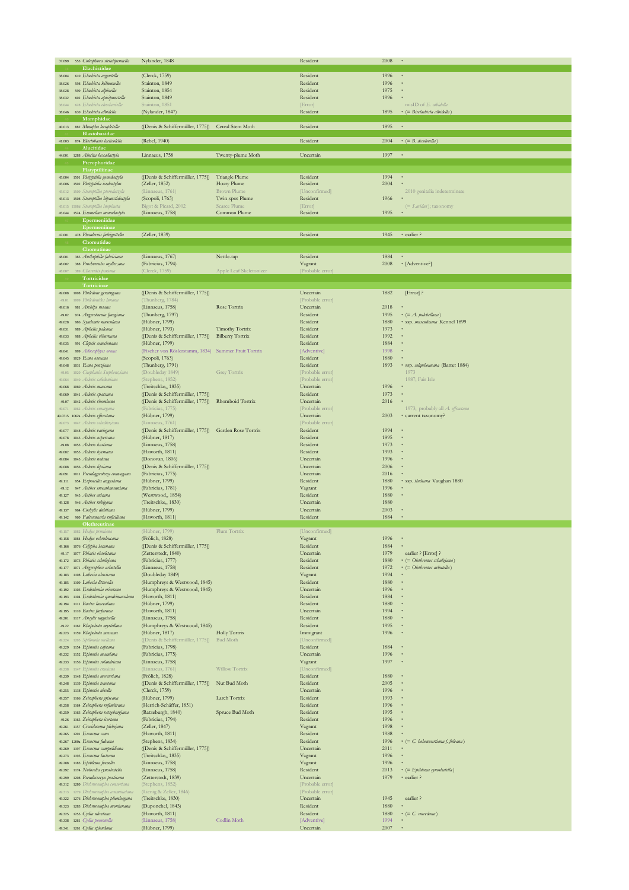| Code | No. | Species | Author | Vernacular | Status | Year | Notes |
|---|---|---|---|---|---|---|---|
| 37.099 | 553 | *Coleophora striatipennella* | Nylander, 1848 | | Resident | 2008 | * |
| | | **Elachistidae** | | | | | |
| 38.004 | 610 | *Elachista argentella* | (Clerck, 1759) | | Resident | 1996 | * |
| 38.026 | 598 | *Elachista kilmunella* | Stainton, 1849 | | Resident | 1996 | * |
| 38.028 | 599 | *Elachista alpinella* | Stainton, 1854 | | Resident | 1975 | * |
| 38.032 | 602 | *Elachista apicipunctella* | Stainton, 1849 | | Resident | 1996 | * |
| 38.044 | 628 | *Elachista obscurella* | Stainton, 1851 | | [Error] | | misID of *E. albidella* |
| 38.046 | 630 | *Elachista albidella* | (Nylander, 1847) | | Resident | 1895 | * (= *Biselachista albidella*) |
| | | **Momphidae** | | | | | |
| 40.013 | 882 | *Mompha locupletella* | ([Denis & Schiffermüller, 1775]) | Cereal Stem Moth | Resident | 1895 | * |
| | | **Blastobasidae** | | | | | |
| 41.003 | 874 | *Blastobasis lacticolella* | (Rebel, 1940) | | Resident | 2004 | * (= *B. decolorella*) |
| | | **Alucitidae** | | | | | |
| 44.001 | 1288 | *Alucita hexadactyla* | Linnaeus, 1758 | Twenty-plume Moth | Uncertain | 1997 | * |
| | | **Pterophoridae** | | | | | |
| | | **Platyptiliinae** | | | | | |
| 45.004 | 1501 | *Platyptilia gonodactyla* | ([Denis & Schiffermüller, 1775]) | Triangle Plume | Resident | 1994 | * |
| 45.006 | 1502 | *Platyptilia isodactylus* | (Zeller, 1852) | Hoary Plume | Resident | 2004 | * |
| 45.012 | 1509 | *Stenoptilia pterodactyla* | (Linnaeus, 1761) | Brown Plume | [Unconfirmed] | | 2010 genitalia indeterminate |
| 45.013 | 1508 | *Stenoptilia bipunctidactyla* | (Scopoli, 1763) | Twin-spot Plume | Resident | 1966 | * |
| 45.015 | 1508d | *Stenoptilia inopinata* | Bigot & Picard, 2002 | Scarce Plume | [Error] | | (= *S.aridus*); taxonomy |
| 45.044 | 1524 | *Emmelina monodactyla* | (Linnaeus, 1758) | Common Plume | Resident | 1995 | * |
| | | **Epermeniidae** | | | | | |
| | | **Epermeniinae** | | | | | |
| 47.001 | 478 | *Phaulernis fulviguttella* | (Zeller, 1839) | | Resident | 1945 | * earlier ? |
| | | **Choreutidae** | | | | | |
| | | **Choreutinae** | | | | | |
| 48.001 | 385 | *Anthophila fabriciana* | (Linnaeus, 1767) | Nettle-tap | Resident | 1884 | * |
| 48.002 | 388 | *Prochoreutis myllerana* | (Fabricius, 1794) | | Vagrant | 2008 | * [Adventive?] |
| 48.007 | 389 | *Choreutis pariana* | (Clerck, 1759) | Apple Leaf Skeletonizer | [Probable error] | | |
| | | **Tortricidae** | | | | | |
| | | **Tortricinae** | | | | | |
| 49.008 | 1008 | *Philedone gerningana* | ([Denis & Schiffermüller, 1775]) | | Uncertain | 1882 | [Error] ? |
| 49.01 | 1005 | *Philedonides lunana* | (Thunberg, 1784) | | [Probable error] | | |
| 49.016 | 981 | *Archips rosana* | (Linnaeus, 1758) | Rose Tortrix | Uncertain | 2018 | * |
| 49.02 | 974 | *Argyrotaenia ljungiana* | (Thunberg, 1797) | | Resident | 1995 | * (= *A. pulchellana*) |
| 49.028 | 986 | *Syndemis musculana* | (Hübner, 1799) | | Resident | 1880 | * ssp. *musculinana* Kennel 1899 |
| 49.031 | 989 | *Aphelia paleana* | (Hübner, 1793) | Timothy Tortrix | Resident | 1973 | * |
| 49.033 | 988 | *Aphelia viburnana* | ([Denis & Schiffermüller, 1775]) | Bilberry Tortrix | Resident | 1992 | * |
| 49.035 | 991 | *Clepsis senecionana* | (Hübner, 1799) | | Resident | 1884 | * |
| 49.041 | 999 | *Adoxophyes orana* | (Fischer von Röslerstamm, 1834) | Summer Fruit Tortrix | [Adventive] | 1998 | * |
| 49.045 | 1029 | *Eana osseana* | (Scopoli, 1763) | | Resident | 1880 | * |
| 49.048 | 1031 | *Eana penziana* | (Thunberg, 1791) | | Resident | 1893 | * ssp. *colquhounana* (Barret 1884) |
| 49.05 | 1020 | *Cnephasia Stephensiana* | (Doubleday 1849) | Grey Tortrix | [Probable error] | | 1973 |
| 49.064 | 1040 | *Acleris caledoniana* | (Stephens, 1852) | | [Probable error] | | 1987; Fair Isle |
| 49.068 | 1060 | *Acleris maccana* | (Treitschke,, 1835) | | Uncertain | 1996 | * |
| 49.069 | 1041 | *Acleris sparsana* | ([Denis & Schiffermüller, 1775]) | | Resident | 1973 | * |
| 49.07 | 1042 | *Acleris rhombana* | ([Denis & Schiffermüller, 1775]) | Rhomboid Tortrix | Uncertain | 2016 | * |
| 49.071 | 1062 | *Acleris emargana* | (Fabricius, 1775) | | [Probable error] | | 1973; probably all *A. effractana* |
| 49.0715 | 1062a | *Acleris effractana* | (Hübner, 1799) | | Uncertain | 2003 | * current taxonomy? |
| 49.075 | 1047 | *Acleris schalleriana* | (Linnaeus, 1761) | | [Probable error] | | |
| 49.077 | 1048 | *Acleris variegana* | ([Denis & Schiffermüller, 1775]) | Garden Rose Tortrix | Resident | 1994 | * |
| 49.078 | 1043 | *Acleris aspersana* | (Hübner, 1817) | | Resident | 1895 | * |
| 49.08 | 1053 | *Acleris hastiana* | (Linnaeus, 1758) | | Resident | 1973 | * |
| 49.082 | 1055 | *Acleris hyemana* | (Haworth, 1811) | | Resident | 1993 | * |
| 49.084 | 1045 | *Acleris notana* | (Donovan, 1806) | | Uncertain | 1996 | * |
| 49.088 | 1056 | *Acleris lipsiana* | ([Denis & Schiffermüller, 1775]) | | Uncertain | 2006 | * |
| 49.091 | 1011 | *Pseudargyrotoza conwagana* | (Fabricius, 1775) | | Uncertain | 2016 | * |
| 49.111 | 954 | *Eupoecilia angustana* | (Hübner, 1799) | | Resident | 1880 | * ssp. *thuleana* Vaughan 1880 |
| 49.12 | 947 | *Aethes smeathmanniana* | (Fabricius, 1781) | | Vagrant | 1996 | * |
| 49.127 | 945 | *Aethes cnicana* | (Westwood,, 1854) | | Resident | 1880 | * |
| 49.128 | 946 | *Aethes rubigana* | (Treitschke,, 1830) | | Uncertain | 1880 | |
| 49.137 | 964 | *Cochylis dubitana* | (Hübner, 1799) | | Uncertain | 2003 | * |
| 49.142 | 960 | *Falseuncaria ruficiliana* | (Haworth, 1811) | | Resident | 1884 | * |
| | | **Olethreutinae** | | | | | |
| 49.157 | 1082 | *Hedya pruniana* | (Hübner, 1799) | Plum Tortrix | [Unconfirmed] | | |
| 49.158 | 1084 | *Hedya ochroleucana* | (Frölich, 1828) | | Vagrant | 1996 | * |
| 49.166 | 1076 | *Celypha lacunana* | ([Denis & Schiffermüller, 1775]) | | Resident | 1884 | * |
| 49.17 | 1077 | *Phiaris obsoletana* | (Zetterstedt, 1840) | | Uncertain | 1979 | earlier ? [Error] ? |
| 49.172 | 1073 | *Phiaris schulziana* | (Fabricius, 1777) | | Resident | 1880 | * (= *Olethreutes schulziana*) |
| 49.177 | 1071 | *Argyroploce arbutella* | (Linnaeus, 1758) | | Resident | 1972 | * (= *Olethreutes arbutella*) |
| 49.183 | 1108 | *Lobesia abscisana* | (Doubleday 1849) | | Vagrant | 1994 | * |
| 49.185 | 1109 | *Lobesia littoralis* | (Humphreys & Westwood, 1845) | | Resident | 1880 | * |
| 49.192 | 1103 | *Endothenia ericetana* | (Humphreys & Westwood, 1845) | | Uncertain | 1996 | * |
| 49.193 | 1104 | *Endothenia quadrimaculana* | (Haworth, 1811) | | Resident | 1884 | * |
| 49.194 | 1111 | *Bactra lancealana* | (Hübner, 1799) | | Resident | 1880 | * |
| 49.195 | 1110 | *Bactra furfurana* | (Haworth, 1811) | | Uncertain | 1994 | * |
| 49.201 | 1117 | *Ancylis unguicella* | (Linnaeus, 1758) | | Resident | 1880 | * |
| 49.22 | 1162 | *Rhopobota myrtillana* | (Humphreys & Westwood, 1845) | | Resident | 1995 | * |
| 49.223 | 1159 | *Rhopobota naevana* | (Hübner, 1817) | Holly Tortrix | Immigrant | 1996 | * |
| 49.228 | 1205 | *Spilonota ocellana* | ([Denis & Schiffermüller, 1775]) | Bud Moth | [Unconfirmed] | | |
| 49.229 | 1154 | *Epinotia caprana* | (Fabricius, 1798) | | Resident | 1884 | * |
| 49.232 | 1152 | *Epinotia maculana* | (Fabricius, 1775) | | Uncertain | 1996 | * |
| 49.233 | 1156 | *Epinotia solandriana* | (Linnaeus, 1758) | | Vagrant | 1997 | * |
| 49.238 | 1147 | *Epinotia cruciana* | (Linnaeus, 1761) | Willow Tortrix | [Unconfirmed] | | |
| 49.239 | 1148 | *Epinotia mercuriana* | (Frölich, 1828) | | Resident | 1880 | * |
| 49.248 | 1139 | *Epinotia tenerana* | ([Denis & Schiffermüller, 1775]) | Nut Bud Moth | Resident | 2005 | * |
| 49.255 | 1138 | *Epinotia nisella* | (Clerck, 1759) | | Uncertain | 1996 | * |
| 49.257 | 1166 | *Zeiraphera griseana* | (Hübner, 1799) | Larch Tortrix | Resident | 1993 | * |
| 49.258 | 1164 | *Zeiraphera rufimitrana* | (Herrich-Schäffer, 1851) | | Resident | 1996 | * |
| 49.259 | 1163 | *Zeiraphera ratzeburgiana* | (Ratzeburgh, 1840) | Spruce Bud Moth | Resident | 1995 | * |
| 49.26 | 1165 | *Zeiraphera isertana* | (Fabricius, 1794) | | Resident | 1996 | * |
| 49.261 | 1157 | *Crocidosema plebejana* | (Zeller, 1847) | | Vagrant | 1998 | * |
| 49.265 | 1201 | *Eucosma cana* | (Haworth, 1811) | | Resident | 1988 | * |
| 49.267 | 1200a | *Eucosma fulvana* | (Stephens, 1834) | | Resident | 1996 | * (= *C. hohenwartiana f. fulvana*) |
| 49.269 | 1197 | *Eucosma campoliliana* | ([Denis & Schiffermüller, 1775]) | | Uncertain | 2011 | * |
| 49.273 | 1195 | *Eucosma lacteana* | (Treitschke,, 1835) | | Vagrant | 1996 | * |
| 49.288 | 1183 | *Epiblema foenella* | (Linnaeus, 1758) | | Vagrant | 1996 | * |
| 49.292 | 1174 | *Notocelia cynosbatella* | (Linnaeus, 1758) | | Resident | 2013 | * (= *Epiblema cynosbatella*) |
| 49.299 | 1208 | *Pseudococcyx posticana* | (Zetterstedt, 1839) | | Uncertain | 1979 | * earlier ? |
| 49.312 | 1280 | *Dichrorampha consortana* | (Stephens, 1852) | | [Probable error] | | |
| 49.313 | 1279 | *Dichrorampha acuminatana* | (Lienig & Zeller, 1846) | | [Probable error] | | |
| 49.322 | 1276 | *Dichrorampha plumbagana* | (Treitschke, 1830) | | Uncertain | 1945 | earlier ? |
| 49.323 | 1283 | *Dichrorampha montanana* | (Duponchel, 1843) | | Resident | 1880 | * |
| 49.325 | 1255 | *Cydia ulicetana* | (Haworth, 1811) | | Resident | 1880 | * (= *C. succedana*) |
| 49.338 | 1261 | *Cydia pomonella* | (Linnaeus, 1758) | Codlin Moth | [Adventive] | 1994 | * |
| 49.341 | 1261 | *Cydia splendana* | (Hübner, 1799) | | Uncertain | 2007 | * |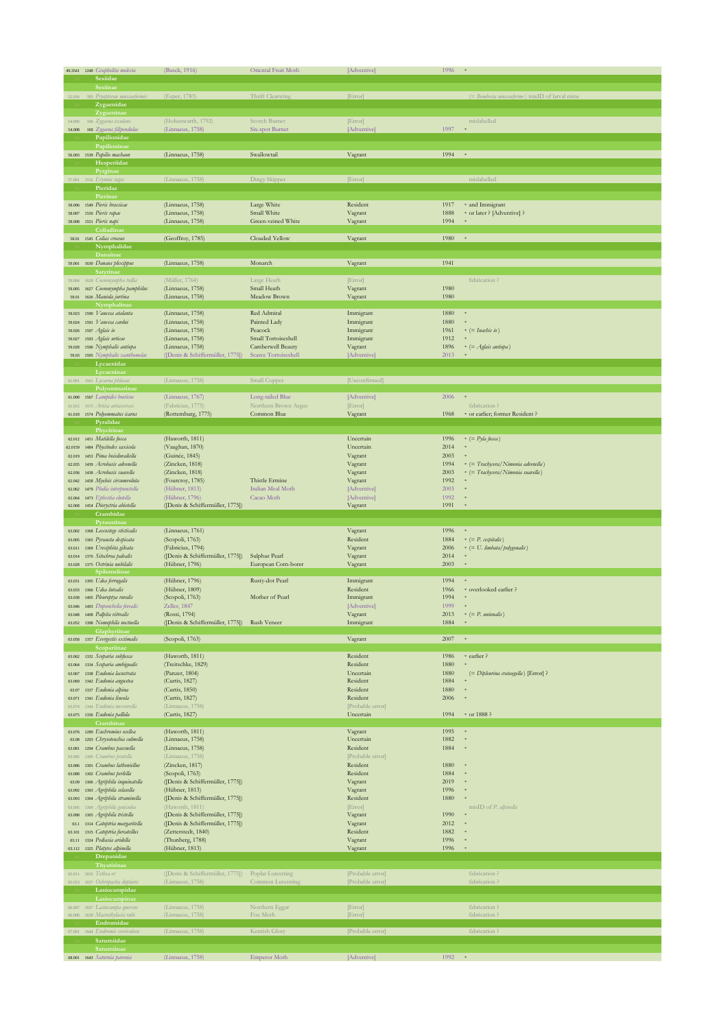| Code | No. | Species | Author | English name | Status | Year | Notes |
|---|---|---|---|---|---|---|---|
| 49.3541 | 1248 | *Grapholita molesta* | (Busck, 1916) | Oriental Fruit Moth | [Adventive] | 1996 | * |
| | | **Sesiidae** | | | | | |
| | | **Sesiinae** | | | | | |
| 52.016 | 383 | *Pyropteron muscaeformis* | (Esper, 1783) | Thrift Clearwing | [Error] | | (= *Bembecia muscaeformis*) misID of larval mine |
| | | **Zygaenidae** | | | | | |
| | | **Zygaeninae** | | | | | |
| 54.006 | 166 | *Zygaena exulans* | (Hohenwarth, 1792) | Scotch Burnet | [Error] | | mislabelled |
| 54.008 | 169 | *Zygaena filipendulae* | (Linnaeus, 1758) | Six-spot Burnet | [Adventive] | 1997 | * |
| | | **Papilionidae** | | | | | |
| | | **Papilioninae** | | | | | |
| 56.003 | 1539 | *Papilio machaon* | (Linnaeus, 1758) | Swallowtail | Vagrant | 1994 | * |
| | | **Hesperiidae** | | | | | |
| | | **Pyrginae** | | | | | |
| 57.001 | 1532 | *Erynnis tages* | (Linnaeus, 1758) | Dingy Skipper | [Error] | | mislabelled |
| | | **Pieridae** | | | | | |
| | | **Pierinae** | | | | | |
| 58.006 | 1549 | *Pieris brassicae* | (Linnaeus, 1758) | Large White | Resident | 1917 | * and Immigrant |
| 58.007 | 1550 | *Pieris rapae* | (Linnaeus, 1758) | Small White | Vagrant | 1888 | * or later ? [Adventive] ? |
| 58.008 | 1551 | *Pieris napi* | (Linnaeus, 1758) | Green-veined White | Vagrant | 1994 | * |
| | | **Coliadinae** | | | | | |
| 58.01 | 1545 | *Colias croceus* | (Geoffroy, 1785) | Clouded Yellow | Vagrant | 1980 | * |
| | | **Nymphalidae** | | | | | |
| | | **Danainae** | | | | | |
| 59.001 | 1630 | *Danaus plexippus* | (Linnaeus, 1758) | Monarch | Vagrant | 1941 | |
| | | **Satyrinae** | | | | | |
| 59.004 | 1628 | *Coenonympha tullia* | (Müller, 1764) | Large Heath | [Error] | | fabrication ? |
| 59.005 | 1627 | *Coenonympha pamphilus* | (Linnaeus, 1758) | Small Heath | Vagrant | 1980 | |
| 59.01 | 1626 | *Maniola jurtina* | (Linnaeus, 1758) | Meadow Brown | Vagrant | 1980 | |
| | | **Nymphalinae** | | | | | |
| 59.023 | 1590 | *Vanessa atalanta* | (Linnaeus, 1758) | Red Admiral | Immigrant | 1880 | * |
| 59.024 | 1591 | *Vanessa cardui* | (Linnaeus, 1758) | Painted Lady | Immigrant | 1880 | * |
| 59.026 | 1597 | *Aglais io* | (Linnaeus, 1758) | Peacock | Immigrant | 1961 | * (= *Inachis io*) |
| 59.027 | 1593 | *Aglais urticae* | (Linnaeus, 1758) | Small Tortoiseshell | Immigrant | 1912 | * |
| 59.028 | 1596 | *Nymphalis antiopa* | (Linnaeus, 1758) | Camberwell Beauty | Vagrant | 1896 | * (= *Aglais antiopa*) |
| 59.03 | 1595 | *Nymphalis xanthomelas* | ([Denis & Schiffermüller, 1775]) | Scarce Tortoiseshell | [Adventive] | 2013 | * |
| | | **Lycaenidae** | | | | | |
| | | **Lycaeninae** | | | | | |
| 61.001 | 1561 | *Lycaena phlaeas* | (Linnaeus, 1758) | Small Copper | [Unconfirmed] | | |
| | | **Polyommatinae** | | | | | |
| 61.008 | 1567 | *Lampides boeticus* | (Linnaeus, 1767) | Long-tailed Blue | [Adventive] | 2006 | * |
| 61.015 | 1573 | *Aricia artaxerxes* | (Fabricius, 1775) | Northern Brown Argus | [Error] | | fabrication ? |
| 61.018 | 1574 | *Polyommatus icarus* | (Rottemburg, 1775) | Common Blue | Vagrant | 1968 | * or earlier; former Resident ? |
| | | **Pyralidae** | | | | | |
| | | **Phycitinae** | | | | | |
| 62.012 | 1451 | *Matilella fusca* | (Haworth, 1811) | | Uncertain | 1996 | * (= *Pyla fusca*) |
| 62.0159 | 1484 | *Phycitodes saxicola* | (Vaughan, 1870) | | Uncertain | 2014 | * |
| 62.019 | 1453 | *Pima boisduvaliella* | (Guenée, 1845) | | Vagrant | 2003 | * |
| 62.035 | 1439 | *Acrobasis advenella* | (Zincken, 1818) | | Vagrant | 1994 | * (= *Trachycera/Numonia advenella*) |
| 62.036 | 1438 | *Acrobasis suavella* | (Zincken, 1818) | | Vagrant | 2003 | * (= *Trachycera/Numonia suavella*) |
| 62.042 | 1458 | *Myelois circumvoluta* | (Fourcroy, 1785) | Thistle Ermine | Vagrant | 1992 | * |
| 62.062 | 1479 | *Plodia interpunctella* | (Hübner, 1813) | Indian Meal Moth | [Adventive] | 2003 | * |
| 62.064 | 1473 | *Ephestia elutella* | (Hübner, 1796) | Cacao Moth | [Adventive] | 1992 | * |
| 62.068 | 1454 | *Dioryctria abietella* | ([Denis & Schiffermüller, 1775]) | | Vagrant | 1991 | * |
| | | **Crambidae** | | | | | |
| | | **Pyraustinae** | | | | | |
| 63.002 | 1368 | *Loxostege sticticalis* | (Linnaeus, 1761) | | Vagrant | 1996 | * |
| 63.005 | 1365 | *Pyrausta despicata* | (Scopoli, 1763) | | Resident | 1884 | * (= *P. cespitalis*) |
| 63.011 | 1369 | *Uresiphita gilvata* | (Fabricius, 1794) | | Vagrant | 2006 | * (= *U. limbata/polygonalis*) |
| 63.014 | 1370 | *Sitochroa palealis* | ([Denis & Schiffermüller, 1775]) | Sulphur Pearl | Vagrant | 2014 | * |
| 63.028 | 1375 | *Ostrinia nubilalis* | (Hübner, 1796) | European Corn-borer | Vagrant | 2003 | * |
| | | **Spilomelinae** | | | | | |
| 63.031 | 1395 | *Udea ferrugalis* | (Hübner, 1796) | Rusty-dot Pearl | Immigrant | 1994 | * |
| 63.033 | 1386 | *Udea lutealis* | (Hübner, 1809) | | Resident | 1966 | * overlooked earlier ? |
| 63.038 | 1405 | *Pleuroptya ruralis* | (Scopoli, 1763) | Mother of Pearl | Immigrant | 1994 | * |
| 63.046 | 1403 | *Duponchelia fovealis* | Zeller, 1847 | | [Adventive] | 1999 | * |
| 63.048 | 1408 | *Palpita vitrealis* | (Rossi, 1794) | | Vagrant | 2013 | * (= *P. unionalis*) |
| 63.052 | 1398 | *Nomophila noctuella* | ([Denis & Schiffermüller, 1775]) | Rush Veneer | Immigrant | 1884 | * |
| | | **Glaphyriinae** | | | | | |
| 63.058 | 1357 | *Evergestis extimalis* | (Scopoli, 1763) | | Vagrant | 2007 | * |
| | | **Scopariinae** | | | | | |
| 63.062 | 1332 | *Scoparia subfusca* | (Haworth, 1811) | | Resident | 1986 | * earlier ? |
| 63.064 | 1334 | *Scoparia ambigualis* | (Treitschke, 1829) | | Resident | 1880 | * |
| 63.067 | 1338 | *Eudonia lacustrata* | (Panzer, 1804) | | Uncertain | 1880 | (= *Dipleurina crataegella*) [Error] ? |
| 63.069 | 1342 | *Eudonia angustea* | (Curtis, 1827) | | Resident | 1884 | * |
| 63.07 | 1337 | *Eudonia alpina* | (Curtis, 1850) | | Resident | 1880 | * |
| 63.071 | 1341 | *Eudonia lineola* | (Curtis, 1827) | | Resident | 2006 | * |
| 63.074 | 1344 | *Eudonia mercurella* | (Linnaeus, 1758) | | [Probable error] | | |
| 63.075 | 1336 | *Eudonia pallida* | (Curtis, 1827) | | Uncertain | 1994 | * or 1888 ? |
| | | **Crambinae** | | | | | |
| 63.076 | 1289 | *Euchromius ocellea* | (Haworth, 1811) | | Vagrant | 1995 | * |
| 63.08 | 1293 | *Chrysoteuchia culmella* | (Linnaeus, 1758) | | Uncertain | 1882 | * |
| 63.081 | 1294 | *Crambus pascuella* | (Linnaeus, 1758) | | Resident | 1884 | * |
| 63.085 | 1300 | *Crambus pratella* | (Linnaeus, 1758) | | [Probable error] | | |
| 63.086 | 1301 | *Crambus lathoniellus* | (Zincken, 1817) | | Resident | 1880 | * |
| 63.088 | 1302 | *Crambus perlella* | (Scopoli, 1763) | | Resident | 1884 | * |
| 63.09 | 1306 | *Agriphila inquinatella* | ([Denis & Schiffermüller, 1775]) | | Vagrant | 2019 | * |
| 63.092 | 1303 | *Agriphila selasella* | (Hübner, 1813) | | Vagrant | 1996 | * |
| 63.093 | 1304 | *Agriphila straminella* | ([Denis & Schiffermüller, 1775]) | | Resident | 1880 | * |
| 63.095 | 1308 | *Agriphila geniculea* | (Haworth, 1811) | | [Error] | | misID of *P. alpinella* |
| 63.098 | 1305 | *Agriphila tristella* | ([Denis & Schiffermüller, 1775]) | | Vagrant | 1990 | * |
| 63.1 | 1314 | *Catoptria margaritella* | ([Denis & Schiffermüller, 1775]) | | Vagrant | 2012 | * |
| 63.101 | 1315 | *Catoptria furcatellus* | (Zetterstedt, 1840) | | Resident | 1882 | * |
| 63.11 | 1324 | *Pediasia aridella* | (Thunberg, 1788) | | Vagrant | 1996 | * |
| 63.112 | 1325 | *Platytes alpinella* | (Hübner, 1813) | | Vagrant | 1996 | * |
| | | **Drepanidae** | | | | | |
| | | **Thyatirinae** | | | | | |
| 65.011 | 1655 | *Tethea or* | ([Denis & Schiffermüller, 1775]) | Poplar Lutestring | [Probable error] | | fabrication ? |
| 65.015 | 1657 | *Ochropacha duplaris* | (Linnaeus, 1758) | Common Lutestring | [Probable error] | | fabrication ? |
| | | **Lasiocampidae** | | | | | |
| | | **Lasiocampinae** | | | | | |
| 66.007 | 1637 | *Lasiocampa quercus* | (Linnaeus, 1758) | Northern Eggar | [Error] | | fabrication ? |
| 66.008 | 1638 | *Macrothylacia rubi* | (Linnaeus, 1758) | Fox Moth | [Error] | | fabrication ? |
| | | **Endromidae** | | | | | |
| 67.001 | 1644 | *Endromis versicolora* | (Linnaeus, 1758) | Kentish Glory | [Probable error] | | fabrication ? |
| | | **Saturniidae** | | | | | |
| | | **Saturniinae** | | | | | |
| 68.001 | 1643 | *Saturnia pavonia* | (Linnaeus, 1758) | Emperor Moth | [Adventive] | 1992 | * |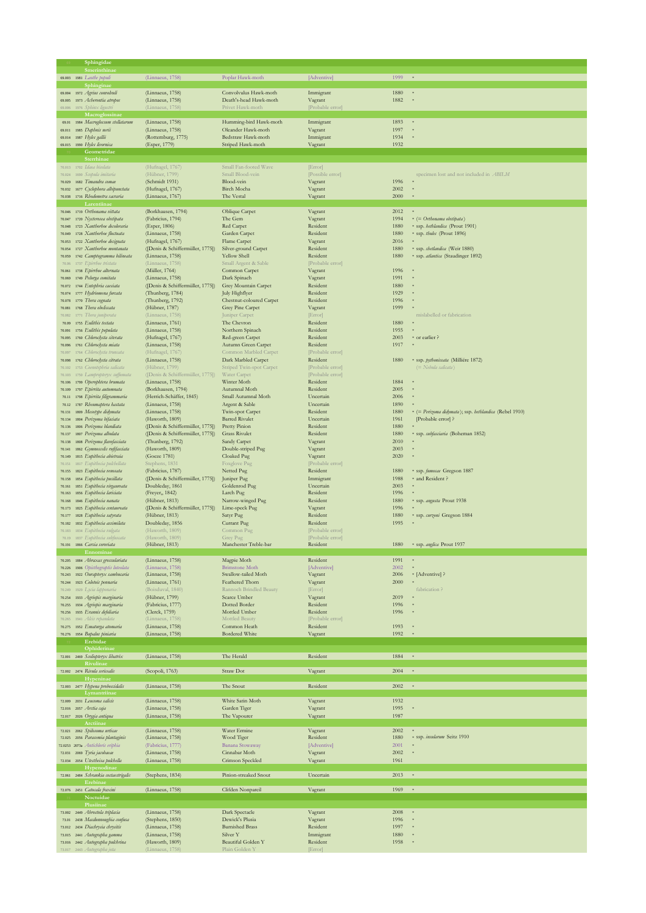| | | | | | | |
|---|---|---|---|---|---|---|
| | **Sphingidae** | | | | | |
| | **Smerinthinae** | | | | | |
| 69.003 | 1981 *Laothoe populi* | (Linnaeus, 1758) | Poplar Hawk-moth | [Adventive] | 1999 | * |
| | **Sphinginae** | | | | | |
| 69.004 | 1972 *Agrius convolvuli* | (Linnaeus, 1758) | Convolvulus Hawk-moth | Immigrant | 1880 | * |
| 69.005 | 1973 *Acherontia atropos* | (Linnaeus, 1758) | Death's-head Hawk-moth | Vagrant | 1882 | * |
| 69.006 | 1976 *Sphinx ligustri* | (Linnaeus, 1758) | Privet Hawk-moth | [Probable error] | | |
| | **Macroglossinae** | | | | | |
| 69.01 | 1984 *Macroglossum stellatarum* | (Linnaeus, 1758) | Humming-bird Hawk-moth | Immigrant | 1893 | * |
| 69.011 | 1985 *Daphnis nerii* | (Linnaeus, 1758) | Oleander Hawk-moth | Vagrant | 1997 | * |
| 69.014 | 1987 *Hyles gallii* | (Rottemburg, 1775) | Bedstraw Hawk-moth | Immigrant | 1934 | * |
| 69.015 | 1990 *Hyles livornica* | (Esper, 1779) | Striped Hawk-moth | Vagrant | 1932 | |
| | **Geometridae** | | | | | |
| | **Sterrhinae** | | | | | |
| 70.013 | 1702 *Idaea biselata* | (Hufnagel, 1767) | Small Fan-footed Wave | [Error] | | |
| 70.028 | 1690 *Scopula imitaria* | (Hübner, 1799) | Small Blood-vein | [Possible error] | | specimen lost and not included in *ABILM* |
| 70.029 | 1682 *Timandra comae* | (Schmidt 1931) | Blood-vein | Vagrant | 1996 | * |
| 70.032 | 1677 *Cyclophora albipunctata* | (Hufnagel, 1767) | Birch Mocha | Vagrant | 2002 | * |
| 70.038 | 1716 *Rhodometra sacraria* | (Linnaeus, 1767) | The Vestal | Vagrant | 2000 | * |
| | **Larentiinae** | | | | | |
| 70.046 | 1719 *Orthonama vittata* | (Borkhausen, 1794) | Oblique Carpet | Vagrant | 2012 | * |
| 70.047 | 1720 *Nycterosea obstipata* | (Fabricius, 1794) | The Gem | Vagrant | 1994 | * (= *Orthonama obstipata*) |
| 70.048 | 1723 *Xanthorhoe decoloraria* | (Esper, 1806) | Red Carpet | Resident | 1880 | * ssp. *hethlandica* (Prout 1901) |
| 70.049 | 1728 *Xanthorhoe fluctuata* | (Linnaeus, 1758) | Garden Carpet | Resident | 1880 | * ssp. *thules* (Prout 1896) |
| 70.053 | 1722 *Xanthorhoe designata* | (Hufnagel, 1767) | Flame Carpet | Vagrant | 2016 | * |
| 70.054 | 1727 *Xanthorhoe montanata* | ([Denis & Schiffermüller, 1775]) | Silver-ground Carpet | Resident | 1880 | * ssp. *shetlandica* (Weir 1880) |
| 70.059 | 1742 *Camptogramma bilineata* | (Linnaeus, 1758) | Yellow Shell | Resident | 1880 | * ssp. *atlantica* (Staudinger 1892) |
| 70.06 | 1737 *Epirrhoe tristata* | (Linnaeus, 1758) | Small Argent & Sable | [Probable error] | | |
| 70.061 | 1738 *Epirrhoe alternata* | (Müller, 1764) | Common Carpet | Vagrant | 1996 | * |
| 70.069 | 1749 *Pelurga comitata* | (Linnaeus, 1758) | Dark Spinach | Vagrant | 1991 | * |
| 70.072 | 1744 *Entephria caesiata* | ([Denis & Schiffermüller, 1775]) | Grey Mountain Carpet | Resident | 1880 | * |
| 70.074 | 1777 *Hydriomena furcata* | (Thunberg, 1784) | July Highflyer | Resident | 1929 | * |
| 70.078 | 1770 *Thera cognata* | (Thunberg, 1792) | Chestnut-coloured Carpet | Resident | 1996 | * |
| 70.081 | 1768 *Thera obeliscata* | (Hübner, 1787) | Grey Pine Carpet | Vagrant | 1999 | * |
| 70.082 | 1771 *Thera juniperata* | (Linnaeus, 1758) | Juniper Carpet | [Error] | | mislabelled or fabrication |
| 70.09 | 1755 *Eulithis testata* | (Linnaeus, 1761) | The Chevron | Resident | 1880 | * |
| 70.091 | 1756 *Eulithis populata* | (Linnaeus, 1758) | Northern Spinach | Resident | 1955 | * |
| 70.095 | 1760 *Chloroclysta siterata* | (Hufnagel, 1767) | Red-green Carpet | Resident | 2003 | * or earlier ? |
| 70.096 | 1761 *Chloroclysta miata* | (Linnaeus, 1758) | Autumn Green Carpet | Resident | 1917 | * |
| 70.097 | 1764 *Chloroclysta truncata* | (Hufnagel, 1767) | Common Marbled Carpet | [Probable error] | | |
| 70.098 | 1762 *Chloroclysta citrata* | (Linnaeus, 1758) | Dark Marbled Carpet | Resident | 1880 | * ssp. *pythonissata* (Millière 1872) |
| 70.102 | 1758 *Cosmorhoe salicata* | (Hübner, 1799) | Striped Twin-spot Carpet | [Probable error] | | (= *Nebula salicata*) |
| 70.103 | 1750 *Lampropteryx suffumata* | ([Denis & Schiffermüller, 1775]) | Water Carpet | [Probable error] | | |
| 70.106 | 1799 *Operophtera brumata* | (Linnaeus, 1758) | Winter Moth | Resident | 1884 | * |
| 70.109 | 1797 *Epirrita autumnata* | (Borkhausen, 1794) | Autumnal Moth | Resident | 2005 | * |
| 70.11 | 1798 *Epirrita filigrammaria* | (Herrich-Schäffer, 1845) | Small Autumnal Moth | Uncertain | 2006 | * |
| 70.12 | 1787 *Rheumaptera hastata* | (Linnaeus, 1758) | Argent & Sable | Uncertain | 1890 | * |
| 70.131 | 1809 *Mesotype didymata* | (Linnaeus, 1758) | Twin-spot Carpet | Resident | 1880 | * (= *Perizoma didymata*); ssp. *hethlandica* (Rebel 1910) |
| 70.134 | 1804 *Perizoma bifaciata* | (Haworth, 1809) | Barred Rivulet | Uncertain | 1961 | [Probable error] ? |
| 70.136 | 1806 *Perizoma blandiata* | ([Denis & Schiffermüller, 1775]) | Pretty Pinion | Resident | 1880 | * |
| 70.137 | 1807 *Perizoma albulata* | ([Denis & Schiffermüller, 1775]) | Grass Rivulet | Resident | 1880 | * ssp. *subfasciaria* (Boheman 1852) |
| 70.138 | 1808 *Perizoma flavofasciata* | (Thunberg, 1792) | Sandy Carpet | Vagrant | 2010 | * |
| 70.141 | 1862 *Gymnoscelis rufifasciata* | (Haworth, 1809) | Double-striped Pug | Vagrant | 2003 | * |
| 70.149 | 1815 *Eupithecia abietaria* | (Goeze 1781) | Cloaked Pug | Vagrant | 2020 | * |
| 70.151 | 1817 *Eupithecia pulchellata* | Stephens, 1831 | Foxglove Pug | [Probable error] | | |
| 70.155 | 1823 *Eupithecia venosata* | (Fabricius, 1787) | Netted Pug | Resident | 1880 | * ssp. *fumosae* Gregson 1887 |
| 70.158 | 1854 *Eupithecia pusillata* | ([Denis & Schiffermüller, 1775]) | Juniper Pug | Immigrant | 1988 | * and Resident ? |
| 70.161 | 1851 *Eupithecia virgaureata* | Doubleday, 1861 | Goldenrod Pug | Uncertain | 2003 | * |
| 70.163 | 1856 *Eupithecia lariciata* | (Freyer,, 1842) | Larch Pug | Resident | 1996 | * |
| 70.168 | 1846 *Eupithecia nanata* | (Hübner, 1813) | Narrow-winged Pug | Resident | 1880 | * ssp. *angusta* Prout 1938 |
| 70.173 | 1825 *Eupithecia centaureata* | ([Denis & Schiffermüller, 1775]) | Lime-speck Pug | Vagrant | 1996 | * |
| 70.177 | 1828 *Eupithecia satyrata* | (Hübner, 1813) | Satyr Pug | Resident | 1880 | * ssp. *curzoni* Gregson 1884 |
| 70.182 | 1832 *Eupithecia assimilata* | Doubleday, 1856 | Currant Pug | Resident | 1995 | * |
| 70.183 | 1834 *Eupithecia vulgata* | (Haworth, 1809) | Common Pug | [Probable error] | | |
| 70.19 | 1837 *Eupithecia subfuscata* | (Haworth, 1809) | Grey Pug | [Probable error] | | |
| 70.191 | 1866 *Carsia sororiata* | (Hübner, 1813) | Manchester Treble-bar | Resident | 1880 | * ssp. *anglica* Prout 1937 |
| | **Ennominae** | | | | | |
| 70.205 | 1884 *Abraxas grossulariata* | (Linnaeus, 1758) | Magpie Moth | Resident | 1991 | * |
| 70.226 | 1906 *Opisthograptis luteolata* | (Linnaeus, 1758) | Brimstone Moth | [Adventive] | 2002 | * |
| 70.243 | 1922 *Ourapteryx sambucaria* | (Linnaeus, 1758) | Swallow-tailed Moth | Vagrant | 2006 | * [Adventive] ? |
| 70.244 | 1923 *Colotois pennaria* | (Linnaeus, 1761) | Feathered Thorn | Vagrant | 2000 | * |
| 70.249 | 1929 *Lycia lapponaria* | (Boisduval, 1840) | Rannoch Brindled Beauty | [Error] | | fabrication ? |
| 70.254 | 1933 *Agriopis marginaria* | (Hübner, 1799) | Scarce Umber | Vagrant | 2019 | * |
| 70.255 | 1934 *Agriopis marginaria* | (Fabricius, 1777) | Dotted Border | Resident | 1996 | * |
| 70.256 | 1935 *Erannis defoliaria* | (Clerck, 1759) | Mottled Umber | Resident | 1996 | * |
| 70.265 | 1941 *Alcis repandata* | (Linnaeus, 1758) | Mottled Beauty | [Probable error] | | |
| 70.275 | 1952 *Ematurga atomaria* | (Linnaeus, 1758) | Common Heath | Resident | 1993 | * |
| 70.276 | 1954 *Bupalus piniaria* | (Linnaeus, 1758) | Bordered White | Vagrant | 1992 | * |
| | **Erebidae** | | | | | |
| | **Ophiderinae** | | | | | |
| 72.001 | 2469 *Scoliopteryx libatrix* | (Linnaeus, 1758) | The Herald | Resident | 1884 | * |
| | **Rivulinae** | | | | | |
| 72.002 | 2474 *Rivula sericealis* | (Scopoli, 1763) | Straw Dot | Vagrant | 2004 | * |
| | **Hypeninae** | | | | | |
| 72.003 | 2477 *Hypena proboscidalis* | (Linnaeus, 1758) | The Snout | Resident | 2002 | * |
| | **Lymantriinae** | | | | | |
| 72.009 | 2031 *Leucoma salicis* | (Linnaeus, 1758) | White Satin Moth | Vagrant | 1932 | |
| 72.016 | 2057 *Arctia caja* | (Linnaeus, 1758) | Garden Tiger | Vagrant | 1995 | * |
| 72.017 | 2026 *Orgyia antiqua* | (Linnaeus, 1758) | The Vapourer | Vagrant | 1987 | |
| | **Arctiinae** | | | | | |
| 72.021 | 2062 *Spilosoma urticae* | (Linnaeus, 1758) | Water Ermine | Vagrant | 2002 | * |
| 72.025 | 2056 *Parasemia plantaginis* | (Linnaeus, 1758) | Wood Tiger | Resident | 1880 | * ssp. *insularum* Seitz 1910 |
| 72.0253 | 2077a *Antichloris eriphia* | (Fabricius, 1777) | Banana Stowaway | [Adventive] | 2001 | * |
| 72.031 | 2069 *Tyria jacobaeae* | (Linnaeus, 1758) | Cinnabar Moth | Vagrant | 2002 | * |
| 72.034 | 2054 *Utetheisa pulchella* | (Linnaeus, 1758) | Crimson Speckled | Vagrant | 1961 | |
| | **Hypenodinae** | | | | | |
| 72.061 | 2484 *Schrankia costaestrigalis* | (Stephens, 1834) | Pinion-streaked Snout | Uncertain | 2013 | * |
| | **Erebinae** | | | | | |
| 72.076 | 2451 *Catocala fraxini* | (Linnaeus, 1758) | Clifden Nonpareil | Vagrant | 1969 | * |
| | **Noctuidae** | | | | | |
| | **Plusiinae** | | | | | |
| 73.002 | 2449 *Abrostola triplasia* | (Linnaeus, 1758) | Dark Spectacle | Vagrant | 2008 | * |
| 73.01 | 2438 *Macdunnoughia confusa* | (Stephens, 1850) | Dewick's Plusia | Vagrant | 1996 | * |
| 73.012 | 2434 *Diachrysia chrysitis* | (Linnaeus, 1758) | Burnished Brass | Resident | 1997 | * |
| 73.015 | 2441 *Autographa gamma* | (Linnaeus, 1758) | Silver Y | Immigrant | 1880 | * |
| 73.016 | 2442 *Autographa pulchrina* | (Haworth, 1809) | Beautiful Golden Y | Resident | 1958 | * |
| 73.017 | 2443 *Autographa jota* | (Linnaeus, 1758) | Plain Golden Y | [Error] | | |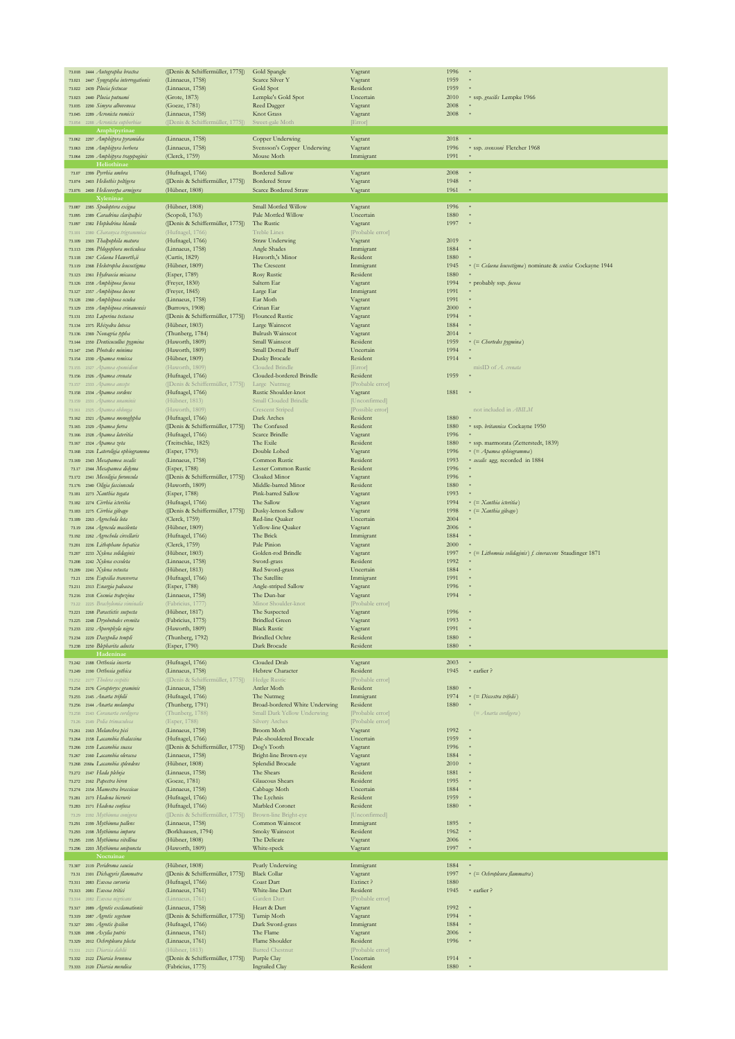| Code | No. | Species | Author | Vernacular | Status | Year | Notes |
|---|---|---|---|---|---|---|---|
| 73.018 | 2444 | *Autographa bractea* | ([Denis & Schiffermüller], 1775]) | Gold Spangle | Vagrant | 1996 | * |
| 73.021 | 2447 | *Syngrapha interrogationis* | (Linnaeus, 1758) | Scarce Silver Y | Vagrant | 1959 | * |
| 73.022 | 2439 | *Plusia festucae* | (Linnaeus, 1758) | Gold Spot | Resident | 1959 | * |
| 73.023 | 2440 | *Plusia putnami* | (Grote, 1873) | Lempke's Gold Spot | Uncertain | 2010 | * ssp. *gracilis* Lempke 1966 |
| 73.035 | 2290 | *Simyra albovenosa* | (Goeze, 1781) | Reed Dagger | Vagrant | 2008 | * |
| 73.045 | 2289 | *Acronicta rumicis* | (Linnaeus, 1758) | Knot Grass | Vagrant | 2008 | * |
| 73.054 | 2288 | *Acronicta euphorbiae* | ([Denis & Schiffermüller], 1775]) | Sweet-gale Moth | [Error] | | |
| | | **Amphipyrinae** | | | | | |
| 73.062 | 2297 | *Amphipyra pyramidea* | (Linnaeus, 1758) | Copper Underwing | Vagrant | 2018 | * |
| 73.063 | 2298 | *Amphipyra berbera* | (Linnaeus, 1758) | Svensson's Copper Underwing | Vagrant | 1996 | * ssp. *svenssoni* Fletcher 1968 |
| 73.064 | 2299 | *Amphipyra tragopoginis* | (Clerck, 1759) | Mouse Moth | Immigrant | 1991 | * |
| | | **Heliothinae** | | | | | |
| 73.07 | 2399 | *Pyrrhia umbra* | (Hufnagel, 1766) | Bordered Sallow | Vagrant | 2008 | * |
| 73.074 | 2403 | *Heliothis peltigera* | ([Denis & Schiffermüller], 1775]) | Bordered Straw | Vagrant | 1948 | * |
| 73.076 | 2400 | *Helicoverpa armigera* | (Hübner, 1808) | Scarce Bordered Straw | Vagrant | 1961 | * |
| | | **Xyleninae** | | | | | |
| 73.087 | 2385 | *Spodoptera exigua* | (Hübner, 1808) | Small Mottled Willow | Vagrant | 1996 | * |
| 73.095 | 2389 | *Caradrina clavipalpis* | (Scopoli, 1763) | Pale Mottled Willow | Uncertain | 1880 | * |
| 73.097 | 2382 | *Hoplodrina blanda* | ([Denis & Schiffermüller], 1775]) | The Rustic | Vagrant | 1997 | * |
| 73.101 | 2380 | *Charanyca trigrammica* | (Hufnagel, 1766) | Treble Lines | [Probable error] | | |
| 73.109 | 2303 | *Thalpophila matura* | (Hufnagel, 1766) | Straw Underwing | Vagrant | 2019 | * |
| 73.113 | 2306 | *Phlogophora meticulosa* | (Linnaeus, 1758) | Angle Shades | Immigrant | 1884 | * |
| 73.118 | 2367 | *Celaena Haworth,ii* | (Curtis, 1829) | Haworth,'s Minor | Resident | 1880 | * |
| 73.119 | 2368 | *Helotropha leucostigma* | (Hübner, 1809) | The Crescent | Immigrant | 1945 | * (= *Celaena leucostigma*) nominate & *scotica* Cockayne 1944 |
| 73.123 | 2361 | *Hydraecia micacea* | (Esper, 1789) | Rosy Rustic | Resident | 1880 | * |
| 73.126 | 2358 | *Amphipoea fucosa* | (Freyer, 1830) | Saltern Ear | Vagrant | 1994 | * probably ssp. *fucosa* |
| 73.127 | 2357 | *Amphipoea lucens* | (Freyer, 1845) | Large Ear | Immigrant | 1991 | * |
| 73.128 | 2360 | *Amphipoea oculea* | (Linnaeus, 1758) | Ear Moth | Vagrant | 1991 | * |
| 73.129 | 2359 | *Amphipoea crinanensis* | (Burrows, 1908) | Crinan Ear | Vagrant | 2000 | * |
| 73.131 | 2353 | *Luperina testacea* | ([Denis & Schiffermüller], 1775]) | Flounced Rustic | Vagrant | 1994 | * |
| 73.134 | 2375 | *Rhizedra lutosa* | (Hübner, 1803) | Large Wainscot | Vagrant | 1884 | * |
| 73.136 | 2369 | *Nonagria typha* | (Thunberg, 1784) | Bulrush Wainscot | Vagrant | 2014 | * |
| 73.144 | 2350 | *Denticucullus pygmina* | (Haworth, 1809) | Small Wainscot | Resident | 1959 | * (= *Chortodes pygmina*) |
| 73.147 | 2345 | *Photedes minima* | (Haworth, 1809) | Small Dotted Buff | Uncertain | 1994 | * |
| 73.154 | 2330 | *Apamea remissa* | (Hübner, 1809) | Dusky Brocade | Resident | 1914 | * |
| 73.155 | 2327 | *Apamea epomidion* | (Haworth, 1809) | Clouded Brindle | [Error] | | misID of *A. crenata* |
| 73.156 | 2326 | *Apamea crenata* | (Hufnagel, 1766) | Clouded-bordered Brindle | Resident | 1959 | * |
| 73.157 | 2333 | *Apamea anceps* | ([Denis & Schiffermüller], 1775]) | Large Nutmeg | [Probable error] | | |
| 73.158 | 2334 | *Apamea sordens* | (Hufnagel, 1766) | Rustic Shoulder-knot | Vagrant | 1881 | * |
| 73.159 | 2331 | *Apamea unanimis* | (Hübner, 1813) | Small Clouded Brindle | [Unconfirmed] | | |
| 73.161 | 2325 | *Apamea oblonga* | (Haworth, 1809) | Crescent Striped | [Possible error] | | not included in *ABILM* |
| 73.162 | 2321 | *Apamea monoglypha* | (Hufnagel, 1766) | Dark Arches | Resident | 1880 | * |
| 73.165 | 2329 | *Apamea furva* | ([Denis & Schiffermüller], 1775]) | The Confused | Resident | 1880 | * ssp. *britannica* Cockayne 1950 |
| 73.166 | 2328 | *Apamea lateritia* | (Hufnagel, 1766) | Scarce Brindle | Vagrant | 1996 | * |
| 73.167 | 2324 | *Apamea zeta* | (Treitschke, 1825) | The Exile | Resident | 1880 | * ssp. marmorata (Zetterstedt, 1839) |
| 73.168 | 2326 | *Lateroligia ophiogramma* | (Esper, 1793) | Double Lobed | Vagrant | 1996 | * (= *Apamea ophiogramma*) |
| 73.169 | 2343 | *Mesapamea secalis* | (Linnaeus, 1758) | Common Rustic | Resident | 1993 | * *secalis* agg. recorded in 1884 |
| 73.17 | 2344 | *Mesapamea didyma* | (Esper, 1788) | Lesser Common Rustic | Resident | 1996 | * |
| 73.172 | 2341 | *Mesoligia furuncula* | ([Denis & Schiffermüller], 1775]) | Cloaked Minor | Vagrant | 1996 | * |
| 73.176 | 2340 | *Oligia fasciuncula* | (Haworth, 1809) | Middle-barred Minor | Resident | 1880 | * |
| 73.181 | 2273 | *Xanthia togata* | (Esper, 1788) | Pink-barred Sallow | Vagrant | 1993 | * |
| 73.182 | 2274 | *Cirrhia icteritia* | (Hufnagel, 1766) | The Sallow | Vagrant | 1994 | * (= *Xanthia icteritia*) |
| 73.183 | 2275 | *Cirrhia gilvago* | ([Denis & Schiffermüller], 1775]) | Dusky-lemon Sallow | Vagrant | 1998 | * (= *Xanthia gilvago*) |
| 73.189 | 2263 | *Agrochola lota* | (Clerck, 1759) | Red-line Quaker | Uncertain | 2004 | * |
| 73.19 | 2264 | *Agrochola macilenta* | (Hübner, 1809) | Yellow-line Quaker | Vagrant | 2006 | * |
| 73.192 | 2262 | *Agrochola circellaris* | (Hufnagel, 1766) | The Brick | Immigrant | 1884 | * |
| 73.201 | 2236 | *Lithophane hepatica* | (Clerck, 1759) | Pale Pinion | Vagrant | 2000 | * |
| 73.207 | 2233 | *Xylena solidaginis* | (Hübner, 1803) | Golden-rod Brindle | Vagrant | 1997 | * (= *Lithomoia solidaginis*) *f. cineracens* Staudinger 1871 |
| 73.208 | 2242 | *Xylena exsoleta* | (Linnaeus, 1758) | Sword-grass | Resident | 1992 | * |
| 73.209 | 2241 | *Xylena vetusta* | (Hübner, 1813) | Red Sword-grass | Uncertain | 1884 | * |
| 73.21 | 2256 | *Eupsilia transversa* | (Hufnagel, 1766) | The Satellite | Immigrant | 1991 | * |
| 73.211 | 2313 | *Enargia paleacea* | (Esper, 1788) | Angle-striped Sallow | Vagrant | 1996 | * |
| 73.216 | 2318 | *Cosmia trapezina* | (Linnaeus, 1758) | The Dun-bar | Vagrant | 1994 | * |
| 73.22 | 2225 | *Brachylomia viminalis* | (Fabricius, 1777) | Minor Shoulder-knot | [Probable error] | | |
| 73.221 | 2268 | *Parastictis suspecta* | (Hübner, 1817) | The Suspected | Vagrant | 1996 | * |
| 73.225 | 2248 | *Dryobotodes eremita* | (Fabricius, 1775) | Brindled Green | Vagrant | 1993 | * |
| 73.233 | 2232 | *Aporophyla nigra* | (Haworth, 1809) | Black Rustic | Vagrant | 1991 | * |
| 73.234 | 2229 | *Dasypolia templi* | (Thunberg, 1792) | Brindled Ochre | Resident | 1880 | * |
| 73.238 | 2250 | *Blepharita adusta* | (Esper, 1790) | Dark Brocade | Resident | 1880 | * |
| | | **Hadeninae** | | | | | |
| 73.242 | 2188 | *Orthosia incerta* | (Hufnagel, 1766) | Clouded Drab | Vagrant | 2003 | * |
| 73.249 | 2190 | *Orthosia gothica* | (Linnaeus, 1758) | Hebrew Character | Resident | 1945 | * earlier ? |
| 73.252 | 2177 | *Tholera cespitis* | ([Denis & Schiffermüller], 1775]) | Hedge Rustic | [Probable error] | | |
| 73.254 | 2176 | *Cerapteryx graminis* | (Linnaeus, 1758) | Antler Moth | Resident | 1880 | * |
| 73.255 | 2145 | *Anarta trifolii* | (Hufnagel, 1766) | The Nutmeg | Immigrant | 1974 | * (= *Discestra trifolii*) |
| 73.256 | 2144 | *Anarta melanopa* | (Thunberg, 1791) | Broad-bordered White Underwing | Resident | 1880 | * |
| 73.258 | 2143 | *Coranarta cordigera* | (Thunberg, 1788) | Small Dark Yellow Underwing | [Probable error] | | (= *Anarta cordigera*) |
| 73.26 | 2149 | *Polia trimaculosa* | (Esper, 1788) | Silvery Arches | [Probable error] | | |
| 73.261 | 2163 | *Melanchra pisi* | (Linnaeus, 1758) | Broom Moth | Vagrant | 1992 | * |
| 73.264 | 2158 | *Lacanobia thalassina* | (Hufnagel, 1766) | Pale-shouldered Brocade | Uncertain | 1959 | * |
| 73.266 | 2159 | *Lacanobia suasa* | ([Denis & Schiffermüller], 1775]) | Dog's Tooth | Vagrant | 1996 | * |
| 73.267 | 2160 | *Lacanobia oleracea* | (Linnaeus, 1758) | Bright-line Brown-eye | Vagrant | 1884 | * |
| 73.268 | 2160a | *Lacanobia splendens* | (Hübner, 1808) | Splendid Brocade | Vagrant | 2010 | * |
| 73.272 | 2147 | *Hada plebeja* | (Linnaeus, 1758) | The Shears | Resident | 1881 | * |
| 73.272 | 2162 | *Papestra biren* | (Goeze, 1781) | Glaucous Shears | Resident | 1995 | * |
| 73.274 | 2154 | *Mamestra brassicae* | (Linnaeus, 1758) | Cabbage Moth | Uncertain | 1884 | * |
| 73.281 | 2173 | *Hadena bicruris* | (Hufnagel, 1766) | The Lychnis | Resident | 1959 | * |
| 73.283 | 2171 | *Hadena confusa* | (Hufnagel, 1766) | Marbled Coronet | Resident | 1880 | * |
| 73.29 | 2192 | *Mythimna conigera* | ([Denis & Schiffermüller], 1775]) | Brown-line Bright-eye | [Unconfirmed] | | |
| 73.291 | 2199 | *Mythimna pallens* | (Linnaeus, 1758) | Common Wainscot | Immigrant | 1895 | * |
| 73.293 | 2198 | *Mythimna impura* | (Borkhausen, 1794) | Smoky Wainscot | Resident | 1962 | * |
| 73.295 | 2195 | *Mythimna vitellina* | (Hübner, 1808) | The Delicate | Vagrant | 2006 | * |
| 73.296 | 2203 | *Mythimna unipuncta* | (Haworth, 1809) | White-speck | Vagrant | 1997 | * |
| | | **Noctuinae** | | | | | |
| 73.307 | 2119 | *Peridroma saucia* | (Hübner, 1808) | Pearly Underwing | Immigrant | 1884 | * |
| 73.31 | 2101 | *Dichagyris flammatra* | ([Denis & Schiffermüller], 1775]) | Black Collar | Vagrant | 1997 | * (= *Ochropleura flammatra*) |
| 73.311 | 2083 | *Euxoa cursoria* | (Hufnagel, 1766) | Coast Dart | Extinct ? | 1880 | |
| 73.313 | 2081 | *Euxoa tritici* | (Linnaeus, 1761) | White-line Dart | Resident | 1880 | |
| 73.316 | 2082 | *Euxoa nigricans* | (Linnaeus, 1761) | Garden Dart | [Probable error] | | |
| 73.317 | 2089 | *Agrotis exclamationis* | (Linnaeus, 1758) | Heart & Dart | Vagrant | 1992 | * |
| 73.319 | 2087 | *Agrotis segetum* | ([Denis & Schiffermüller], 1775]) | Turnip Moth | Vagrant | 1994 | * |
| 73.327 | 2091 | *Agrotis ipsilon* | (Hufnagel, 1766) | Dark Sword-grass | Immigrant | 1884 | * |
| 73.328 | 2098 | *Axylia putris* | (Linnaeus, 1761) | The Flame | Vagrant | 2006 | * |
| 73.329 | 2012 | *Ochropleura plecta* | (Linnaeus, 1761) | Flame Shoulder | Resident | 1996 | * |
| 73.331 | 2121 | *Diarsia dahlii* | (Hübner, 1813) | Barred Chestnut | [Probable error] | | |
| 73.332 | 2122 | *Diarsia brunnea* | ([Denis & Schiffermüller], 1775]) | Purple Clay | Uncertain | 1914 | * |
| 73.333 | 2120 | *Diarsia mendica* | (Fabricius, 1775) | Ingrailed Clay | Resident | 1880 | * |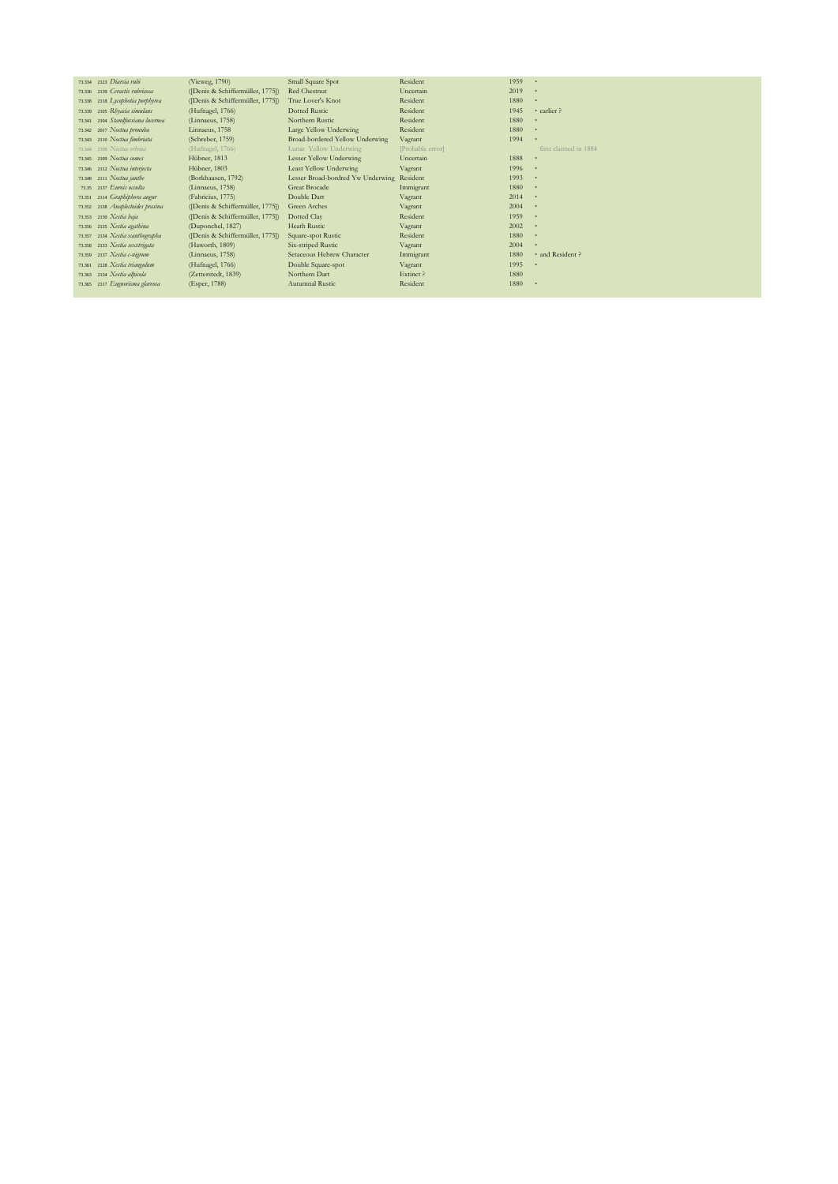| | | | | | | |
|---|---|---|---|---|---|---|
| 73.334 | 2123 *Diarsia rubi* | (Vieweg, 1790) | Small Square Spot | Resident | 1959 | * |
| 73.336 | 2139 *Cerastis rubricosa* | ([Denis & Schiffermüller, 1775]) | Red Chestnut | Uncertain | 2019 | * |
| 73.338 | 2118 *Lycophotia porphyrea* | ([Denis & Schiffermüller, 1775]) | True Lover's Knot | Resident | 1880 | * |
| 73.339 | 2105 *Rhyacia simulans* | (Hufnagel, 1766) | Dotted Rustic | Resident | 1945 | * earlier ? |
| 73.341 | 2104 *Standfussiana lucernea* | (Linnaeus, 1758) | Northern Rustic | Resident | 1880 | * |
| 73.342 | 2107 *Noctua pronuba* | Linnaeus, 1758 | Large Yellow Underwing | Resident | 1880 | * |
| 73.343 | 2110 *Noctua fimbriata* | (Schreber, 1759) | Broad-bordered Yellow Underwing | Vagrant | 1994 | * |
| 73.344 | 2108 *Noctua orbona* | (Hufnagel, 1766) | Lunar Yellow Underwing | [Probable error] | | first claimed in 1884 |
| 73.345 | 2109 *Noctua comes* | Hübner, 1813 | Lesser Yellow Underwing | Uncertain | 1888 | * |
| 73.346 | 2112 *Noctua interjecta* | Hübner, 1803 | Least Yellow Underwing | Vagrant | 1996 | * |
| 73.348 | 2111 *Noctua janthe* | (Borkhausen, 1792) | Lesser Broad-bordred Yw Underwing | Resident | 1993 | * |
| 73.35 | 2137 *Eurois occulta* | (Linnaeus, 1758) | Great Brocade | Immigrant | 1880 | * |
| 73.351 | 2114 *Graphiphora augur* | (Fabricius, 1775) | Double Dart | Vagrant | 2014 | * |
| 73.352 | 2138 *Anaplectoides prasina* | ([Denis & Schiffermüller, 1775]) | Green Arches | Vagrant | 2004 | * |
| 73.353 | 2130 *Xestia baja* | ([Denis & Schiffermüller, 1775]) | Dotted Clay | Resident | 1959 | * |
| 73.356 | 2135 *Xestia agathina* | (Duponchel, 1827) | Heath Rustic | Vagrant | 2002 | * |
| 73.357 | 2134 *Xestia xanthographa* | ([Denis & Schiffermüller, 1775]) | Square-spot Rustic | Resident | 1880 | * |
| 73.358 | 2133 *Xestia sexstrigata* | (Haworth, 1809) | Six-striped Rustic | Vagrant | 2004 | * |
| 73.359 | 2137 *Xestia c-nigrum* | (Linnaeus, 1758) | Setaceous Hebrew Character | Immigrant | 1880 | * and Resident ? |
| 73.361 | 2128 *Xestia triangulum* | (Hufnagel, 1766) | Double Square-spot | Vagrant | 1995 | * |
| 73.363 | 2134 *Xestia alpicola* | (Zetterstedt, 1839) | Northern Dart | Extinct ? | 1880 | |
| 73.365 | 2117 *Eugnorisma glareosa* | (Esper, 1788) | Autumnal Rustic | Resident | 1880 | * |